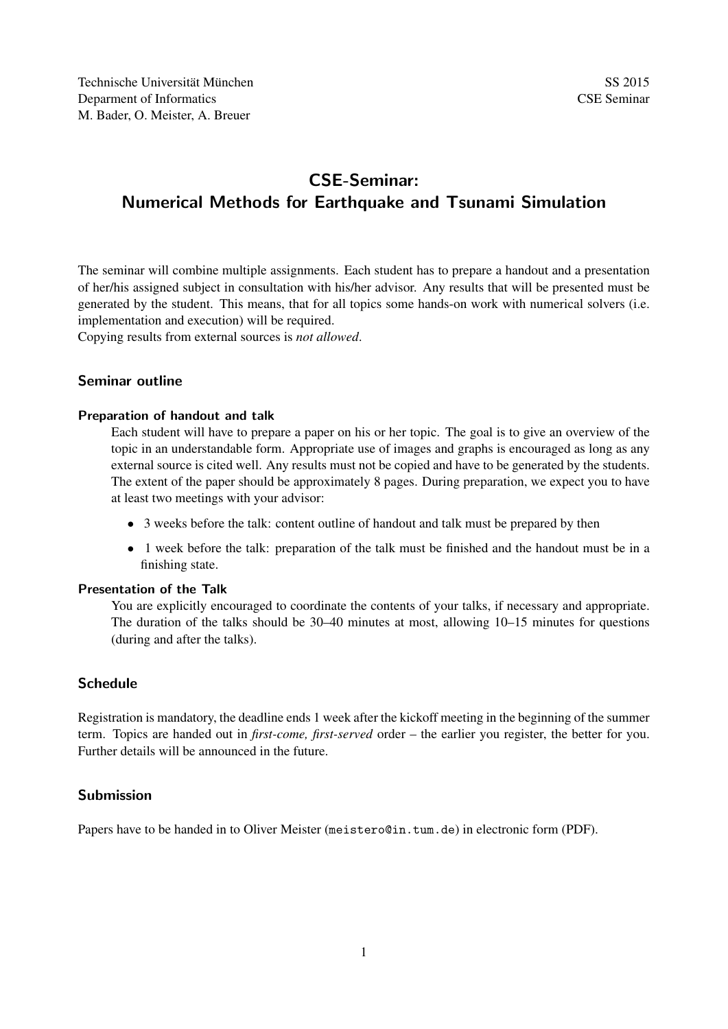Technische Universität München
Deparment of Informatics
M. Bader, O. Meister, A. Breuer

SS 2015
CSE Seminar

# CSE-Seminar: Numerical Methods for Earthquake and Tsunami Simulation

The seminar will combine multiple assignments. Each student has to prepare a handout and a presentation of her/his assigned subject in consultation with his/her advisor. Any results that will be presented must be generated by the student. This means, that for all topics some hands-on work with numerical solvers (i.e. implementation and execution) will be required.
Copying results from external sources is *not allowed*.

## Seminar outline

### Preparation of handout and talk

Each student will have to prepare a paper on his or her topic. The goal is to give an overview of the topic in an understandable form. Appropriate use of images and graphs is encouraged as long as any external source is cited well. Any results must not be copied and have to be generated by the students. The extent of the paper should be approximately 8 pages. During preparation, we expect you to have at least two meetings with your advisor:

- 3 weeks before the talk: content outline of handout and talk must be prepared by then
- 1 week before the talk: preparation of the talk must be finished and the handout must be in a finishing state.

### Presentation of the Talk

You are explicitly encouraged to coordinate the contents of your talks, if necessary and appropriate. The duration of the talks should be 30–40 minutes at most, allowing 10–15 minutes for questions (during and after the talks).

## Schedule

Registration is mandatory, the deadline ends 1 week after the kickoff meeting in the beginning of the summer term. Topics are handed out in *first-come, first-served* order – the earlier you register, the better for you. Further details will be announced in the future.

## Submission

Papers have to be handed in to Oliver Meister (`meistero@in.tum.de`) in electronic form (PDF).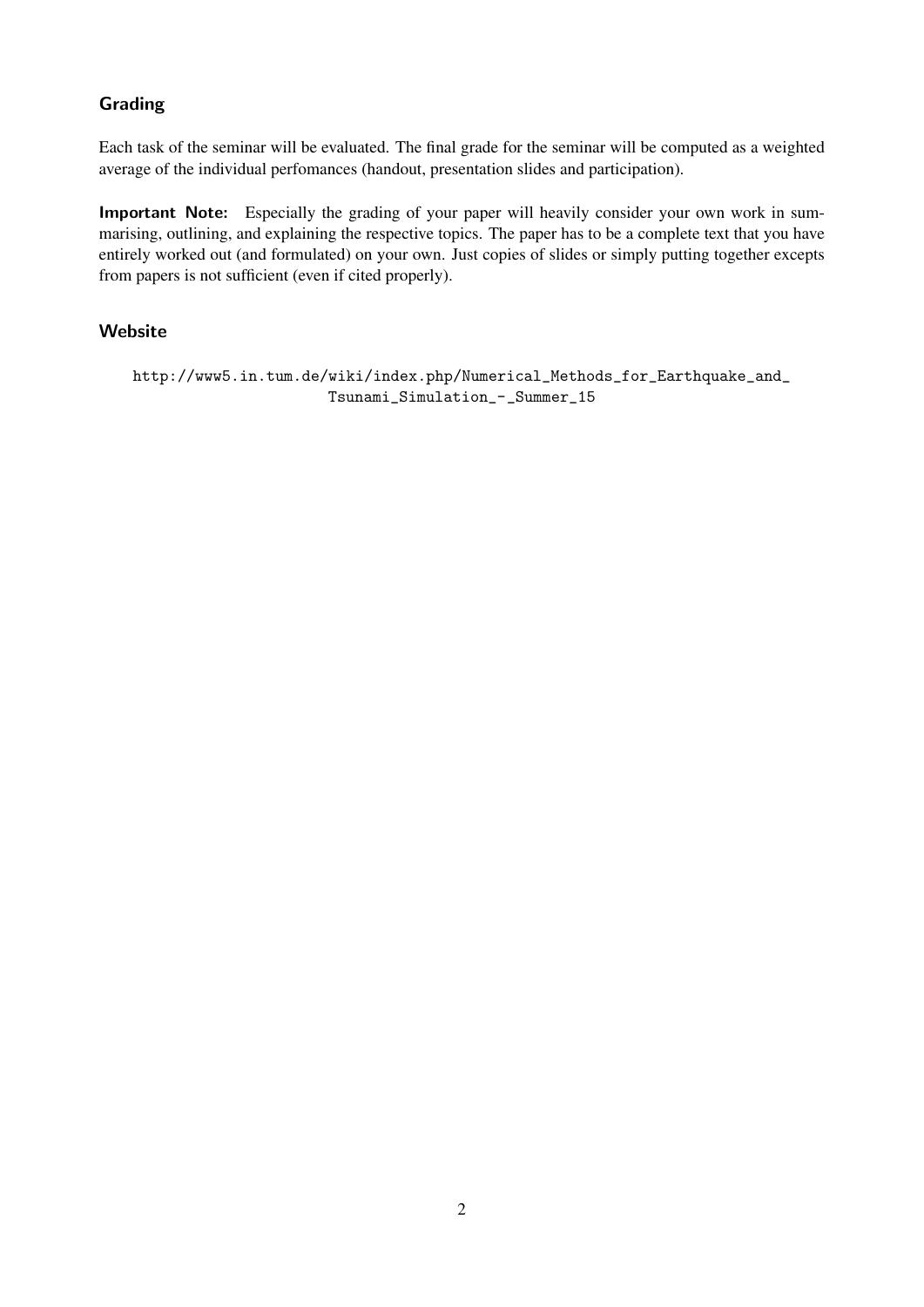## Grading

Each task of the seminar will be evaluated. The final grade for the seminar will be computed as a weighted average of the individual perfomances (handout, presentation slides and participation).

**Important Note:** Especially the grading of your paper will heavily consider your own work in summarising, outlining, and explaining the respective topics. The paper has to be a complete text that you have entirely worked out (and formulated) on your own. Just copies of slides or simply putting together excepts from papers is not sufficient (even if cited properly).

## Website

http://www5.in.tum.de/wiki/index.php/Numerical_Methods_for_Earthquake_and_Tsunami_Simulation_-_Summer_15